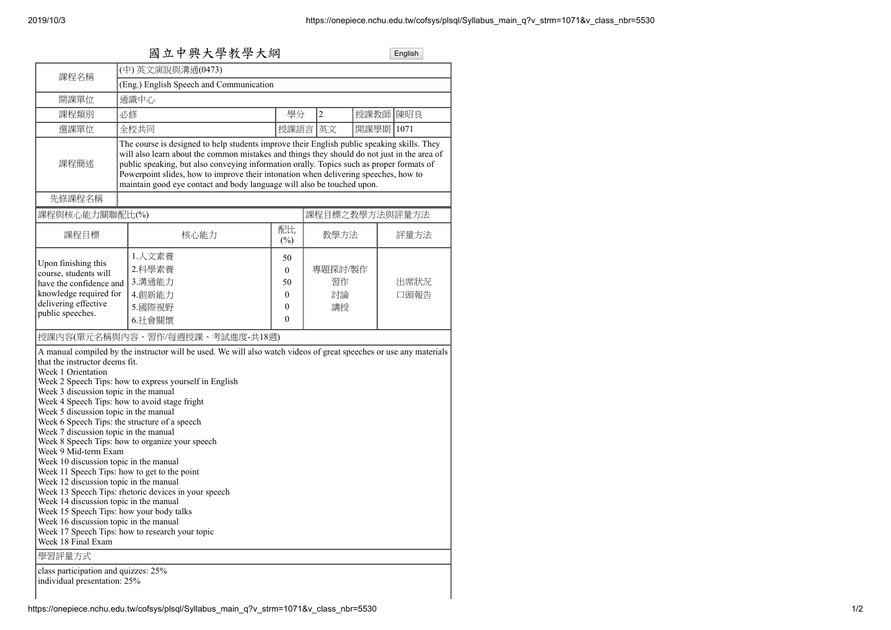# 國立中興大學教學大綱

English

| 課程名稱 | (中) 英文演說與溝通(0473) | | | | |
|---|---|---|---|---|---|
| | (Eng.) English Speech and Communication | | | | |
| 開課單位 | 通識中心 | | | | |
| 課程類別 | 必修 | 學分 | 2 | 授課教師 | 陳昭良 |
| 選課單位 | 全校共同 | 授課語言 | 英文 | 開課學期 | 1071 |
| 課程簡述 | The course is designed to help students improve their English public speaking skills. They will also learn about the common mistakes and things they should do not just in the area of public speaking, but also conveying information orally. Topics such as proper formats of Powerpoint slides, how to improve their intonation when delivering speeches, how to maintain good eye contact and body language will also be touched upon. | | | | |
| 先修課程名稱 | | | | | |

## 課程與核心能力關聯配比(%) / 課程目標之教學方法與評量方法

| 課程目標 | 核心能力 | 配比(%) | 教學方法 | 評量方法 |
|---|---|---|---|---|
| Upon finishing this course, students will have the confidence and knowledge required for delivering effective public speeches. | 1.人文素養<br>2.科學素養<br>3.溝通能力<br>4.創新能力<br>5.國際視野<br>6.社會關懷 | 50<br>0<br>50<br>0<br>0<br>0 | 專題探討/製作<br>習作<br>討論<br>講授 | 出席狀況<br>口頭報告 |

## 授課內容(單元名稱與內容、習作/每週授課、考試進度-共18週)

A manual compiled by the instructor will be used. We will also watch videos of great speeches or use any materials that the instructor deems fit.

Week 1 Orientation
Week 2 Speech Tips: how to express yourself in English
Week 3 discussion topic in the manual
Week 4 Speech Tips: how to avoid stage fright
Week 5 discussion topic in the manual
Week 6 Speech Tips: the structure of a speech
Week 7 discussion topic in the manual
Week 8 Speech Tips: how to organize your speech
Week 9 Mid-term Exam
Week 10 discussion topic in the manual
Week 11 Speech Tips: how to get to the point
Week 12 discussion topic in the manual
Week 13 Speech Tips: rhetoric devices in your speech
Week 14 discussion topic in the manual
Week 15 Speech Tips: how your body talks
Week 16 discussion topic in the manual
Week 17 Speech Tips: how to research your topic
Week 18 Final Exam

## 學習評量方式

class participation and quizzes: 25%
individual presentation: 25%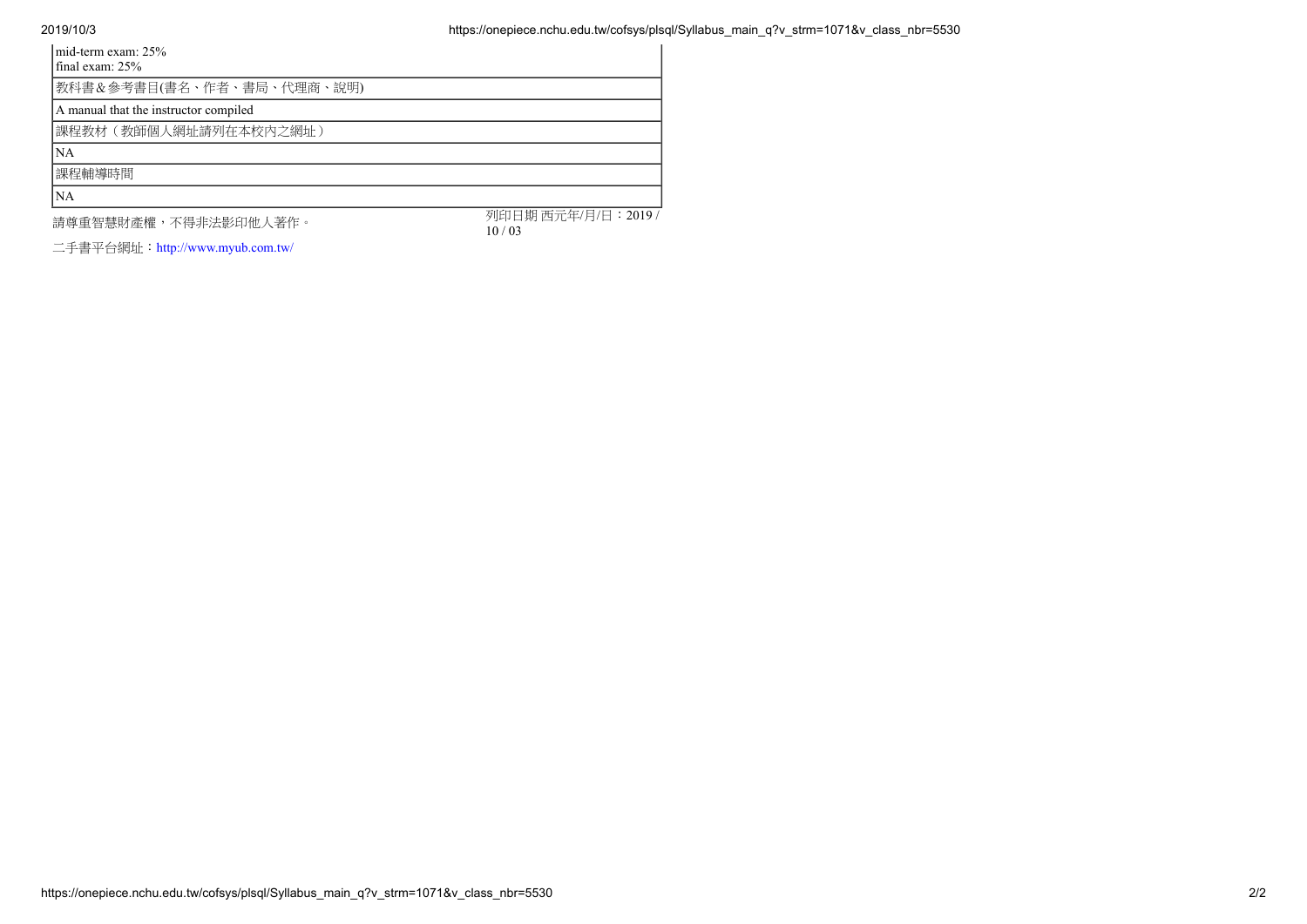| |
|---|
| mid-term exam: 25%<br>final exam: 25% |
| 教科書＆參考書目(書名、作者、書局、代理商、說明) |
| A manual that the instructor compiled |
| 課程教材（教師個人網址請列在本校內之網址） |
| NA |
| 課程輔導時間 |
| NA |

請尊重智慧財產權，不得非法影印他人著作。

列印日期 西元年/月/日：2019 / 10 / 03

二手書平台網址：http://www.myub.com.tw/